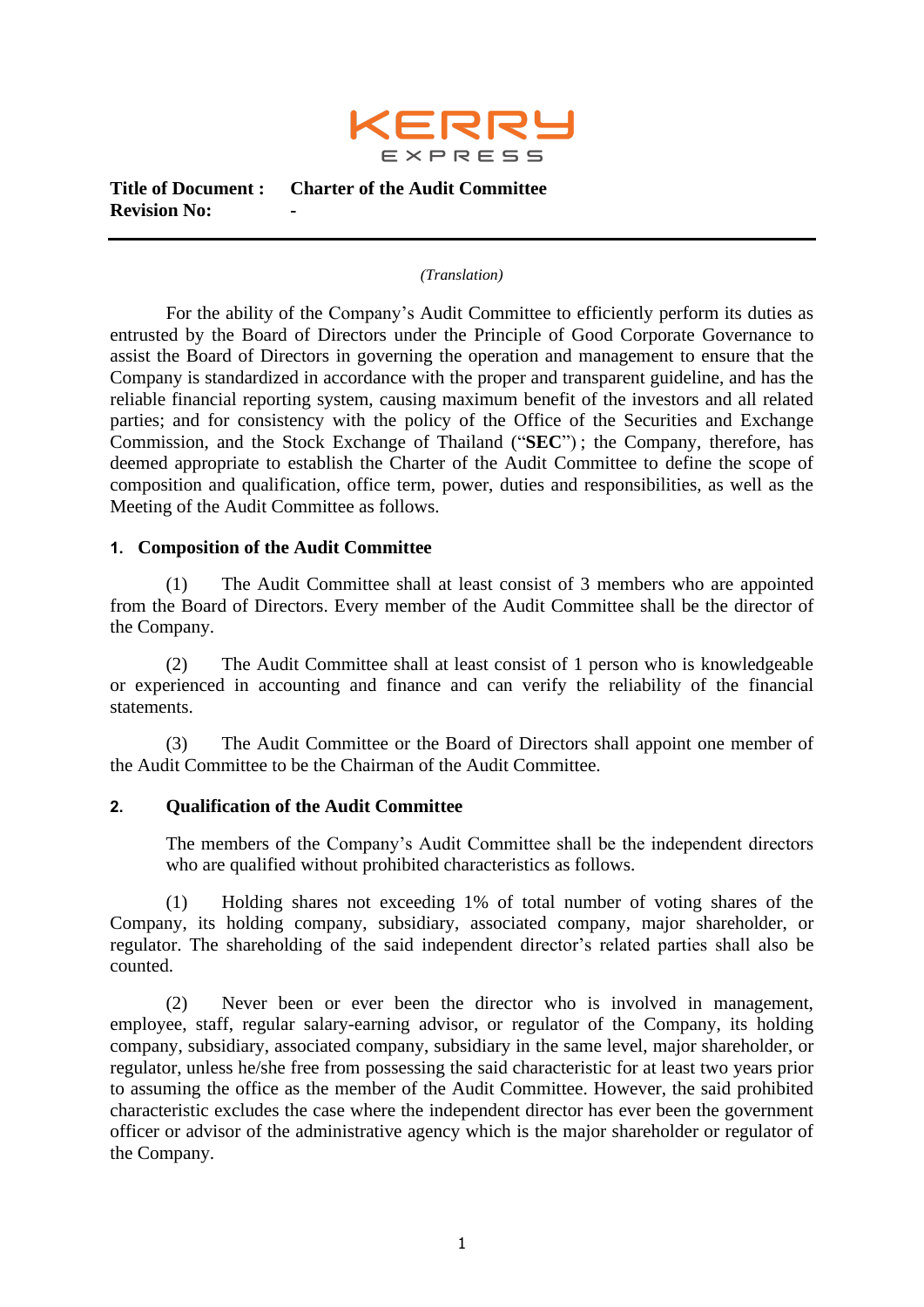**Title of Document :** **Charter of the Audit Committee**
**Revision No:** -

*(Translation)*

For the ability of the Company's Audit Committee to efficiently perform its duties as entrusted by the Board of Directors under the Principle of Good Corporate Governance to assist the Board of Directors in governing the operation and management to ensure that the Company is standardized in accordance with the proper and transparent guideline, and has the reliable financial reporting system, causing maximum benefit of the investors and all related parties; and for consistency with the policy of the Office of the Securities and Exchange Commission, and the Stock Exchange of Thailand ("**SEC**") ; the Company, therefore, has deemed appropriate to establish the Charter of the Audit Committee to define the scope of composition and qualification, office term, power, duties and responsibilities, as well as the Meeting of the Audit Committee as follows.

## 1. Composition of the Audit Committee

(1) The Audit Committee shall at least consist of 3 members who are appointed from the Board of Directors. Every member of the Audit Committee shall be the director of the Company.

(2) The Audit Committee shall at least consist of 1 person who is knowledgeable or experienced in accounting and finance and can verify the reliability of the financial statements.

(3) The Audit Committee or the Board of Directors shall appoint one member of the Audit Committee to be the Chairman of the Audit Committee.

## 2. Qualification of the Audit Committee

The members of the Company's Audit Committee shall be the independent directors who are qualified without prohibited characteristics as follows.

(1) Holding shares not exceeding 1% of total number of voting shares of the Company, its holding company, subsidiary, associated company, major shareholder, or regulator. The shareholding of the said independent director's related parties shall also be counted.

(2) Never been or ever been the director who is involved in management, employee, staff, regular salary-earning advisor, or regulator of the Company, its holding company, subsidiary, associated company, subsidiary in the same level, major shareholder, or regulator, unless he/she free from possessing the said characteristic for at least two years prior to assuming the office as the member of the Audit Committee. However, the said prohibited characteristic excludes the case where the independent director has ever been the government officer or advisor of the administrative agency which is the major shareholder or regulator of the Company.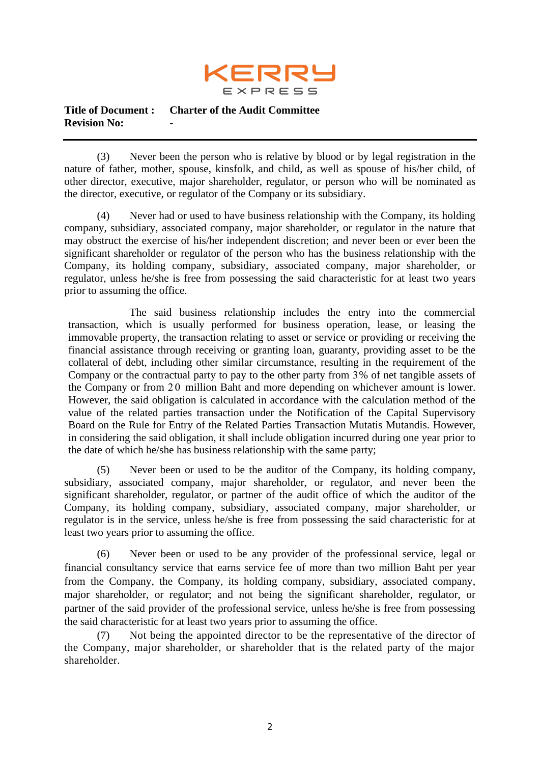(3) Never been the person who is relative by blood or by legal registration in the nature of father, mother, spouse, kinsfolk, and child, as well as spouse of his/her child, of other director, executive, major shareholder, regulator, or person who will be nominated as the director, executive, or regulator of the Company or its subsidiary.

(4) Never had or used to have business relationship with the Company, its holding company, subsidiary, associated company, major shareholder, or regulator in the nature that may obstruct the exercise of his/her independent discretion; and never been or ever been the significant shareholder or regulator of the person who has the business relationship with the Company, its holding company, subsidiary, associated company, major shareholder, or regulator, unless he/she is free from possessing the said characteristic for at least two years prior to assuming the office.

The said business relationship includes the entry into the commercial transaction, which is usually performed for business operation, lease, or leasing the immovable property, the transaction relating to asset or service or providing or receiving the financial assistance through receiving or granting loan, guaranty, providing asset to be the collateral of debt, including other similar circumstance, resulting in the requirement of the Company or the contractual party to pay to the other party from 3% of net tangible assets of the Company or from 20 million Baht and more depending on whichever amount is lower. However, the said obligation is calculated in accordance with the calculation method of the value of the related parties transaction under the Notification of the Capital Supervisory Board on the Rule for Entry of the Related Parties Transaction Mutatis Mutandis. However, in considering the said obligation, it shall include obligation incurred during one year prior to the date of which he/she has business relationship with the same party;

(5) Never been or used to be the auditor of the Company, its holding company, subsidiary, associated company, major shareholder, or regulator, and never been the significant shareholder, regulator, or partner of the audit office of which the auditor of the Company, its holding company, subsidiary, associated company, major shareholder, or regulator is in the service, unless he/she is free from possessing the said characteristic for at least two years prior to assuming the office.

(6) Never been or used to be any provider of the professional service, legal or financial consultancy service that earns service fee of more than two million Baht per year from the Company, the Company, its holding company, subsidiary, associated company, major shareholder, or regulator; and not being the significant shareholder, regulator, or partner of the said provider of the professional service, unless he/she is free from possessing the said characteristic for at least two years prior to assuming the office.

(7) Not being the appointed director to be the representative of the director of the Company, major shareholder, or shareholder that is the related party of the major shareholder.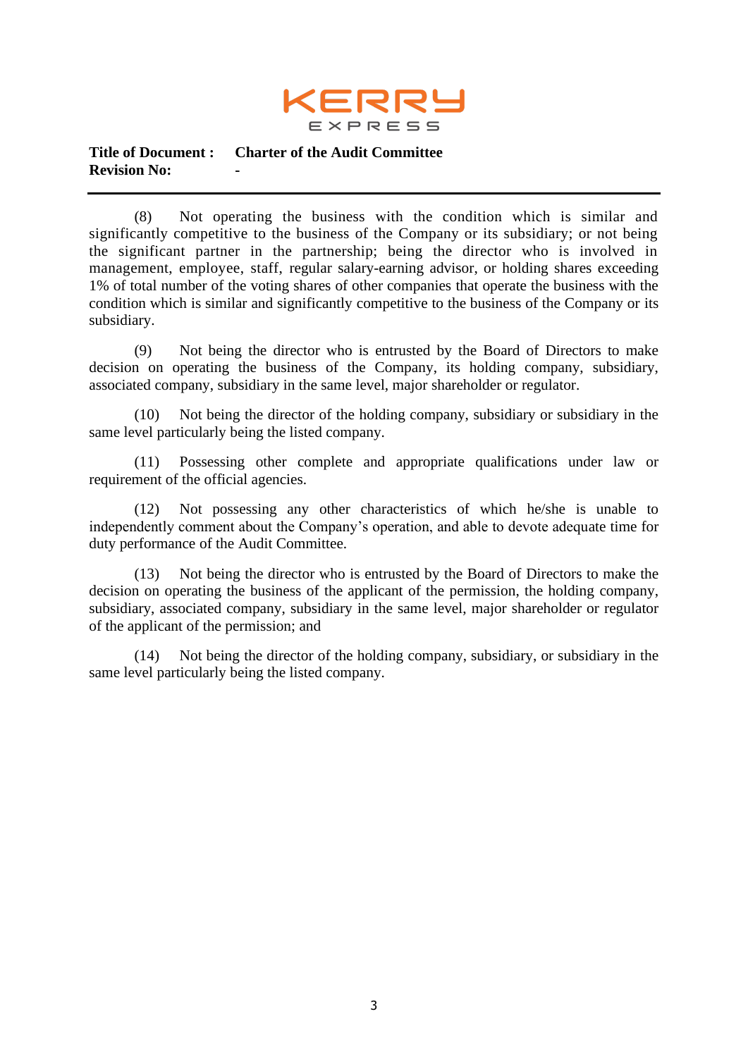(8) Not operating the business with the condition which is similar and significantly competitive to the business of the Company or its subsidiary; or not being the significant partner in the partnership; being the director who is involved in management, employee, staff, regular salary-earning advisor, or holding shares exceeding 1% of total number of the voting shares of other companies that operate the business with the condition which is similar and significantly competitive to the business of the Company or its subsidiary.

(9) Not being the director who is entrusted by the Board of Directors to make decision on operating the business of the Company, its holding company, subsidiary, associated company, subsidiary in the same level, major shareholder or regulator.

(10) Not being the director of the holding company, subsidiary or subsidiary in the same level particularly being the listed company.

(11) Possessing other complete and appropriate qualifications under law or requirement of the official agencies.

(12) Not possessing any other characteristics of which he/she is unable to independently comment about the Company's operation, and able to devote adequate time for duty performance of the Audit Committee.

(13) Not being the director who is entrusted by the Board of Directors to make the decision on operating the business of the applicant of the permission, the holding company, subsidiary, associated company, subsidiary in the same level, major shareholder or regulator of the applicant of the permission; and

(14) Not being the director of the holding company, subsidiary, or subsidiary in the same level particularly being the listed company.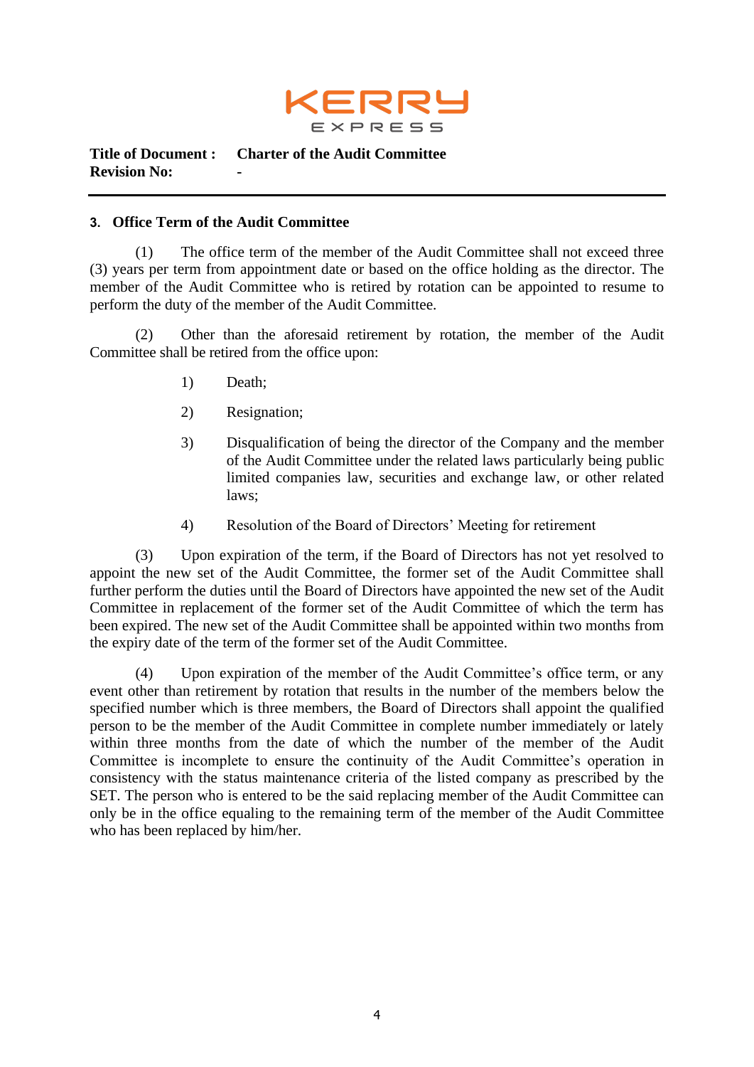## 3. Office Term of the Audit Committee

(1) The office term of the member of the Audit Committee shall not exceed three (3) years per term from appointment date or based on the office holding as the director. The member of the Audit Committee who is retired by rotation can be appointed to resume to perform the duty of the member of the Audit Committee.

(2) Other than the aforesaid retirement by rotation, the member of the Audit Committee shall be retired from the office upon:

1) Death;

2) Resignation;

3) Disqualification of being the director of the Company and the member of the Audit Committee under the related laws particularly being public limited companies law, securities and exchange law, or other related laws;

4) Resolution of the Board of Directors' Meeting for retirement

(3) Upon expiration of the term, if the Board of Directors has not yet resolved to appoint the new set of the Audit Committee, the former set of the Audit Committee shall further perform the duties until the Board of Directors have appointed the new set of the Audit Committee in replacement of the former set of the Audit Committee of which the term has been expired. The new set of the Audit Committee shall be appointed within two months from the expiry date of the term of the former set of the Audit Committee.

(4) Upon expiration of the member of the Audit Committee's office term, or any event other than retirement by rotation that results in the number of the members below the specified number which is three members, the Board of Directors shall appoint the qualified person to be the member of the Audit Committee in complete number immediately or lately within three months from the date of which the number of the member of the Audit Committee is incomplete to ensure the continuity of the Audit Committee's operation in consistency with the status maintenance criteria of the listed company as prescribed by the SET. The person who is entered to be the said replacing member of the Audit Committee can only be in the office equaling to the remaining term of the member of the Audit Committee who has been replaced by him/her.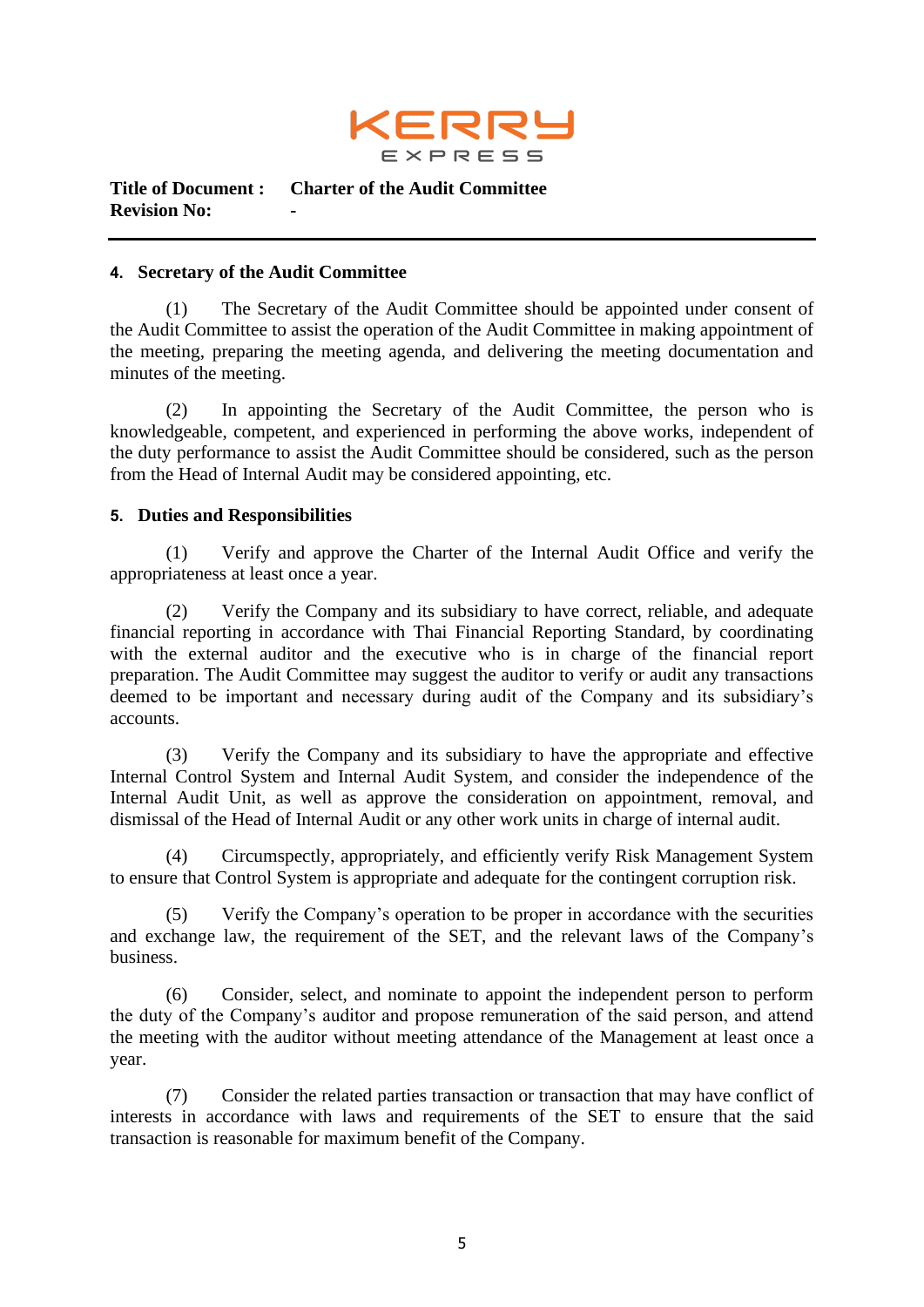**Title of Document :** **Charter of the Audit Committee**
**Revision No:** **-**

---

#### 4. Secretary of the Audit Committee

(1) The Secretary of the Audit Committee should be appointed under consent of the Audit Committee to assist the operation of the Audit Committee in making appointment of the meeting, preparing the meeting agenda, and delivering the meeting documentation and minutes of the meeting.

(2) In appointing the Secretary of the Audit Committee, the person who is knowledgeable, competent, and experienced in performing the above works, independent of the duty performance to assist the Audit Committee should be considered, such as the person from the Head of Internal Audit may be considered appointing, etc.

#### 5. Duties and Responsibilities

(1) Verify and approve the Charter of the Internal Audit Office and verify the appropriateness at least once a year.

(2) Verify the Company and its subsidiary to have correct, reliable, and adequate financial reporting in accordance with Thai Financial Reporting Standard, by coordinating with the external auditor and the executive who is in charge of the financial report preparation. The Audit Committee may suggest the auditor to verify or audit any transactions deemed to be important and necessary during audit of the Company and its subsidiary's accounts.

(3) Verify the Company and its subsidiary to have the appropriate and effective Internal Control System and Internal Audit System, and consider the independence of the Internal Audit Unit, as well as approve the consideration on appointment, removal, and dismissal of the Head of Internal Audit or any other work units in charge of internal audit.

(4) Circumspectly, appropriately, and efficiently verify Risk Management System to ensure that Control System is appropriate and adequate for the contingent corruption risk.

(5) Verify the Company's operation to be proper in accordance with the securities and exchange law, the requirement of the SET, and the relevant laws of the Company's business.

(6) Consider, select, and nominate to appoint the independent person to perform the duty of the Company's auditor and propose remuneration of the said person, and attend the meeting with the auditor without meeting attendance of the Management at least once a year.

(7) Consider the related parties transaction or transaction that may have conflict of interests in accordance with laws and requirements of the SET to ensure that the said transaction is reasonable for maximum benefit of the Company.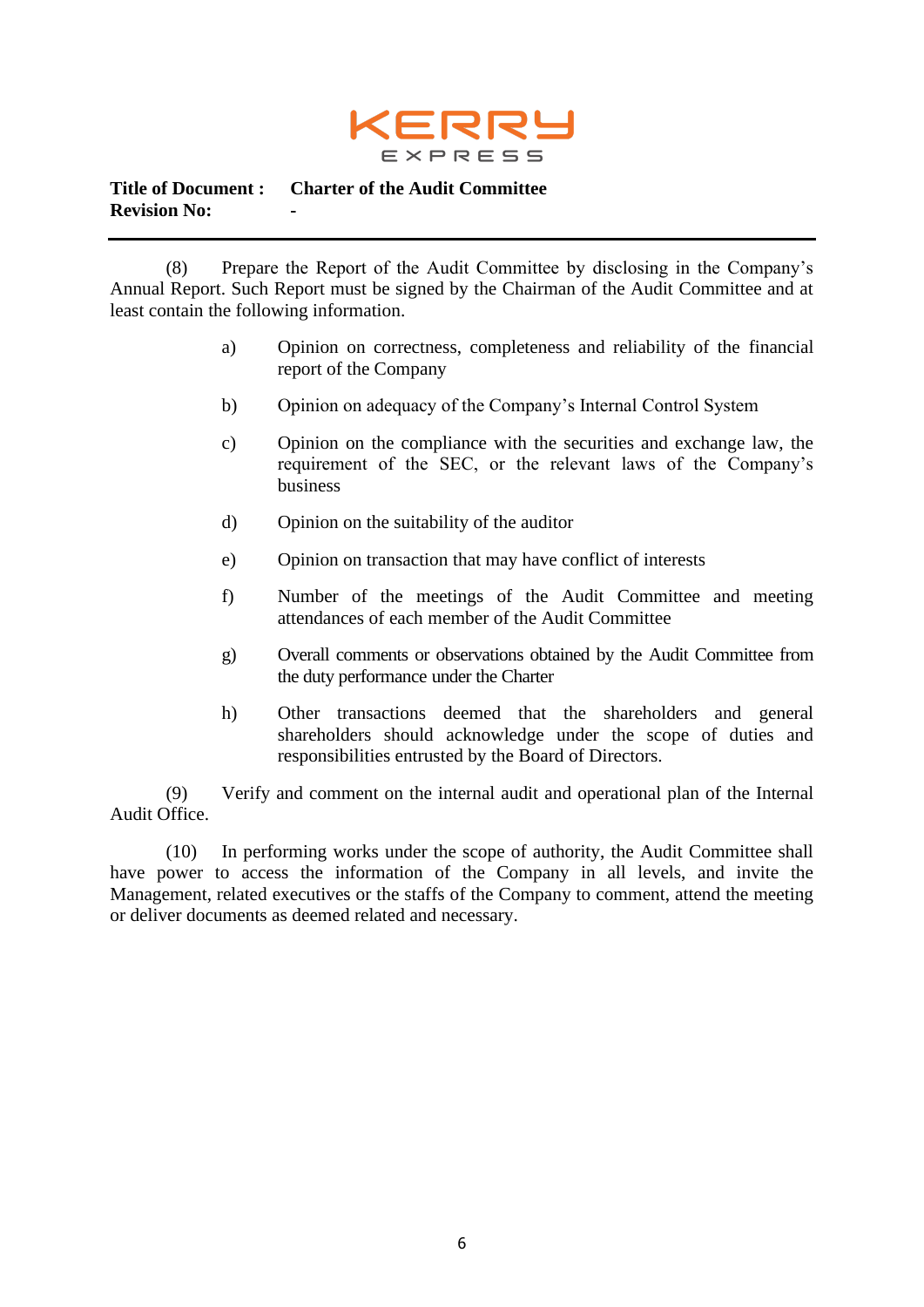**Title of Document :** **Charter of the Audit Committee**
**Revision No:** **-**

(8) Prepare the Report of the Audit Committee by disclosing in the Company's Annual Report. Such Report must be signed by the Chairman of the Audit Committee and at least contain the following information.

a) Opinion on correctness, completeness and reliability of the financial report of the Company

b) Opinion on adequacy of the Company's Internal Control System

c) Opinion on the compliance with the securities and exchange law, the requirement of the SEC, or the relevant laws of the Company's business

d) Opinion on the suitability of the auditor

e) Opinion on transaction that may have conflict of interests

f) Number of the meetings of the Audit Committee and meeting attendances of each member of the Audit Committee

g) Overall comments or observations obtained by the Audit Committee from the duty performance under the Charter

h) Other transactions deemed that the shareholders and general shareholders should acknowledge under the scope of duties and responsibilities entrusted by the Board of Directors.

(9) Verify and comment on the internal audit and operational plan of the Internal Audit Office.

(10) In performing works under the scope of authority, the Audit Committee shall have power to access the information of the Company in all levels, and invite the Management, related executives or the staffs of the Company to comment, attend the meeting or deliver documents as deemed related and necessary.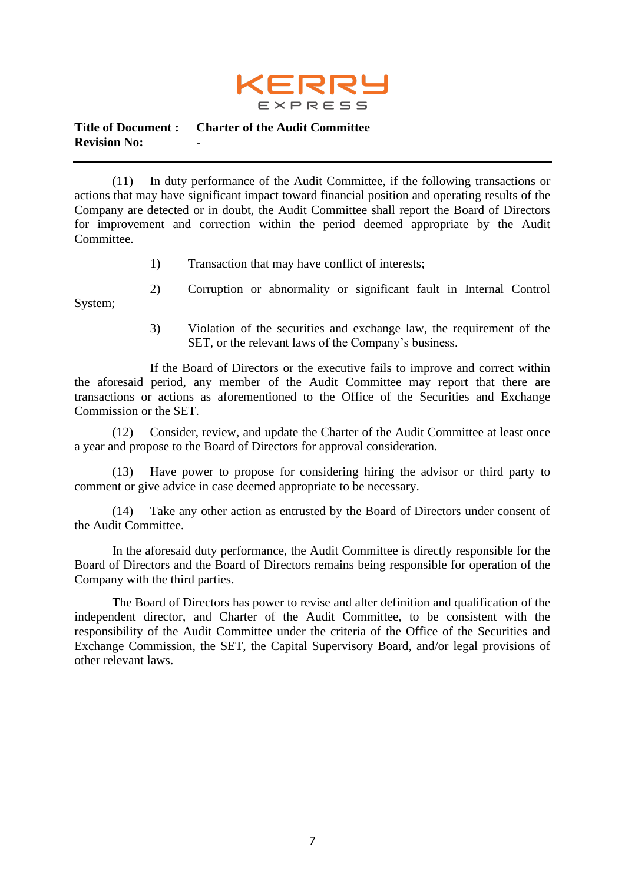(11) In duty performance of the Audit Committee, if the following transactions or actions that may have significant impact toward financial position and operating results of the Company are detected or in doubt, the Audit Committee shall report the Board of Directors for improvement and correction within the period deemed appropriate by the Audit Committee.

1) Transaction that may have conflict of interests;

2) Corruption or abnormality or significant fault in Internal Control System;

3) Violation of the securities and exchange law, the requirement of the SET, or the relevant laws of the Company's business.

If the Board of Directors or the executive fails to improve and correct within the aforesaid period, any member of the Audit Committee may report that there are transactions or actions as aforementioned to the Office of the Securities and Exchange Commission or the SET.

(12) Consider, review, and update the Charter of the Audit Committee at least once a year and propose to the Board of Directors for approval consideration.

(13) Have power to propose for considering hiring the advisor or third party to comment or give advice in case deemed appropriate to be necessary.

(14) Take any other action as entrusted by the Board of Directors under consent of the Audit Committee.

In the aforesaid duty performance, the Audit Committee is directly responsible for the Board of Directors and the Board of Directors remains being responsible for operation of the Company with the third parties.

The Board of Directors has power to revise and alter definition and qualification of the independent director, and Charter of the Audit Committee, to be consistent with the responsibility of the Audit Committee under the criteria of the Office of the Securities and Exchange Commission, the SET, the Capital Supervisory Board, and/or legal provisions of other relevant laws.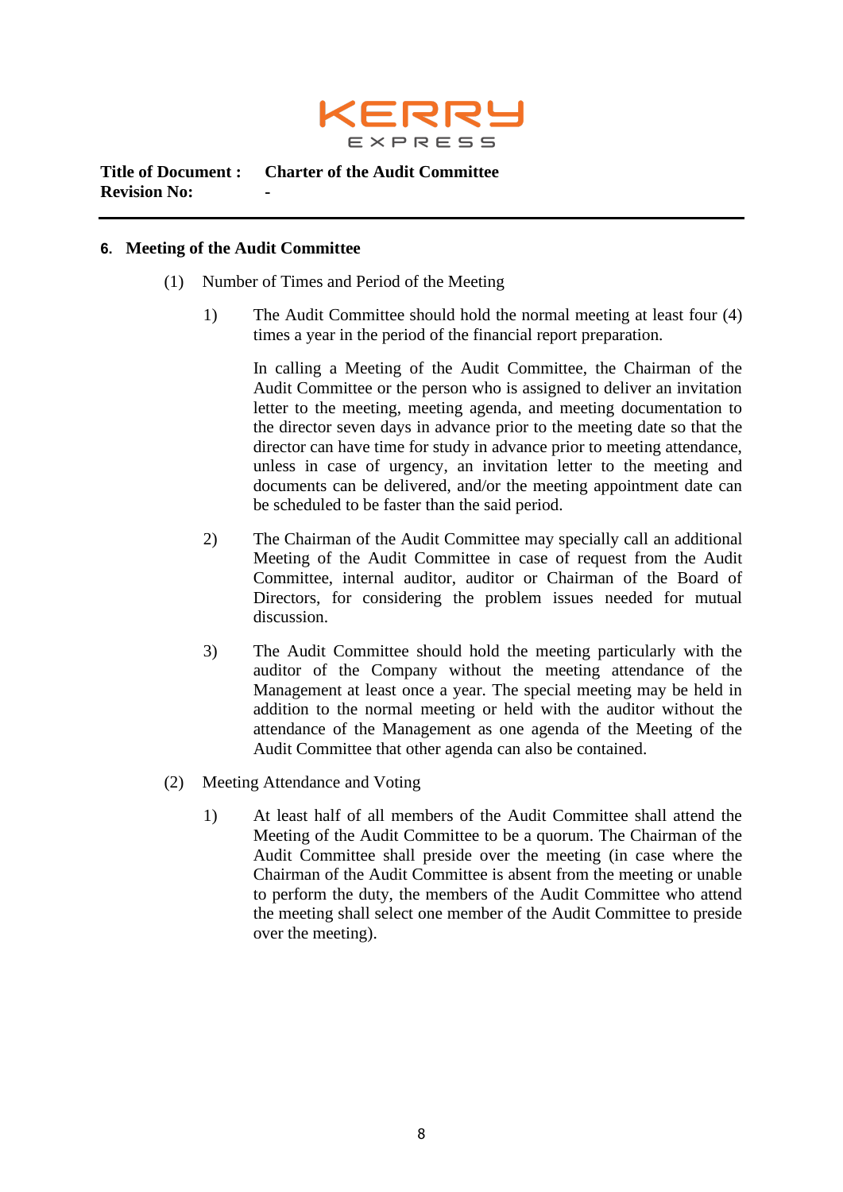**Title of Document :** **Charter of the Audit Committee**
**Revision No:** **-**

## 6. Meeting of the Audit Committee

(1) Number of Times and Period of the Meeting

1) The Audit Committee should hold the normal meeting at least four (4) times a year in the period of the financial report preparation.

In calling a Meeting of the Audit Committee, the Chairman of the Audit Committee or the person who is assigned to deliver an invitation letter to the meeting, meeting agenda, and meeting documentation to the director seven days in advance prior to the meeting date so that the director can have time for study in advance prior to meeting attendance, unless in case of urgency, an invitation letter to the meeting and documents can be delivered, and/or the meeting appointment date can be scheduled to be faster than the said period.

2) The Chairman of the Audit Committee may specially call an additional Meeting of the Audit Committee in case of request from the Audit Committee, internal auditor, auditor or Chairman of the Board of Directors, for considering the problem issues needed for mutual discussion.

3) The Audit Committee should hold the meeting particularly with the auditor of the Company without the meeting attendance of the Management at least once a year. The special meeting may be held in addition to the normal meeting or held with the auditor without the attendance of the Management as one agenda of the Meeting of the Audit Committee that other agenda can also be contained.

(2) Meeting Attendance and Voting

1) At least half of all members of the Audit Committee shall attend the Meeting of the Audit Committee to be a quorum. The Chairman of the Audit Committee shall preside over the meeting (in case where the Chairman of the Audit Committee is absent from the meeting or unable to perform the duty, the members of the Audit Committee who attend the meeting shall select one member of the Audit Committee to preside over the meeting).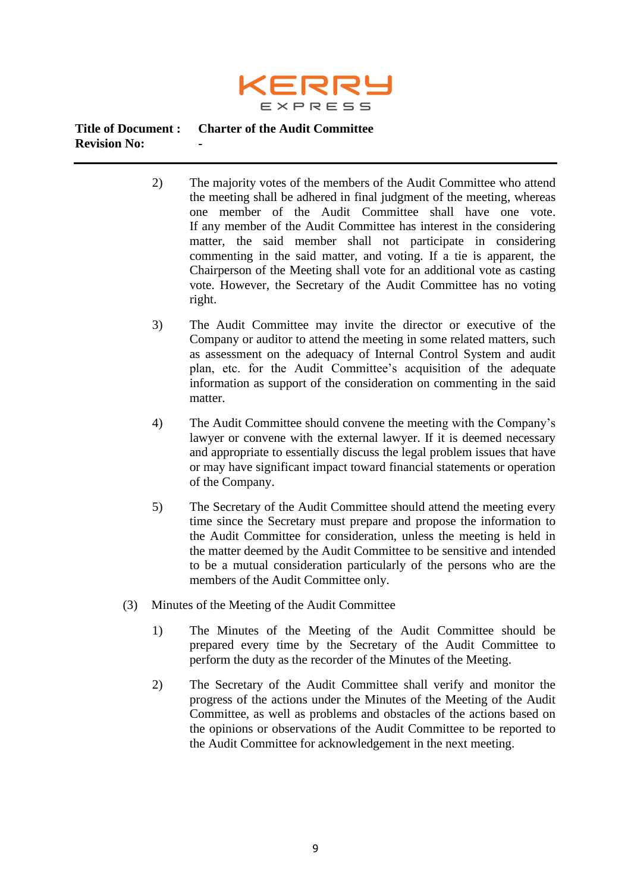2) The majority votes of the members of the Audit Committee who attend the meeting shall be adhered in final judgment of the meeting, whereas one member of the Audit Committee shall have one vote. If any member of the Audit Committee has interest in the considering matter, the said member shall not participate in considering commenting in the said matter, and voting. If a tie is apparent, the Chairperson of the Meeting shall vote for an additional vote as casting vote. However, the Secretary of the Audit Committee has no voting right.

3) The Audit Committee may invite the director or executive of the Company or auditor to attend the meeting in some related matters, such as assessment on the adequacy of Internal Control System and audit plan, etc. for the Audit Committee's acquisition of the adequate information as support of the consideration on commenting in the said matter.

4) The Audit Committee should convene the meeting with the Company's lawyer or convene with the external lawyer. If it is deemed necessary and appropriate to essentially discuss the legal problem issues that have or may have significant impact toward financial statements or operation of the Company.

5) The Secretary of the Audit Committee should attend the meeting every time since the Secretary must prepare and propose the information to the Audit Committee for consideration, unless the meeting is held in the matter deemed by the Audit Committee to be sensitive and intended to be a mutual consideration particularly of the persons who are the members of the Audit Committee only.

(3) Minutes of the Meeting of the Audit Committee

1) The Minutes of the Meeting of the Audit Committee should be prepared every time by the Secretary of the Audit Committee to perform the duty as the recorder of the Minutes of the Meeting.

2) The Secretary of the Audit Committee shall verify and monitor the progress of the actions under the Minutes of the Meeting of the Audit Committee, as well as problems and obstacles of the actions based on the opinions or observations of the Audit Committee to be reported to the Audit Committee for acknowledgement in the next meeting.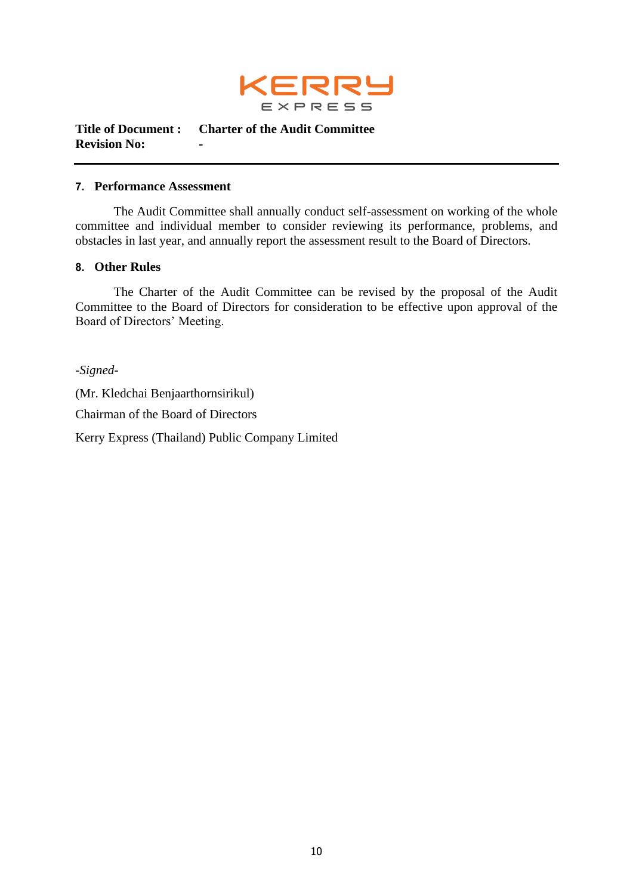**Title of Document : Charter of the Audit Committee**
**Revision No: -**

## 7. Performance Assessment

The Audit Committee shall annually conduct self-assessment on working of the whole committee and individual member to consider reviewing its performance, problems, and obstacles in last year, and annually report the assessment result to the Board of Directors.

## 8. Other Rules

The Charter of the Audit Committee can be revised by the proposal of the Audit Committee to the Board of Directors for consideration to be effective upon approval of the Board of Directors' Meeting.

*-Signed-*

(Mr. Kledchai Benjaarthornsirikul)

Chairman of the Board of Directors

Kerry Express (Thailand) Public Company Limited